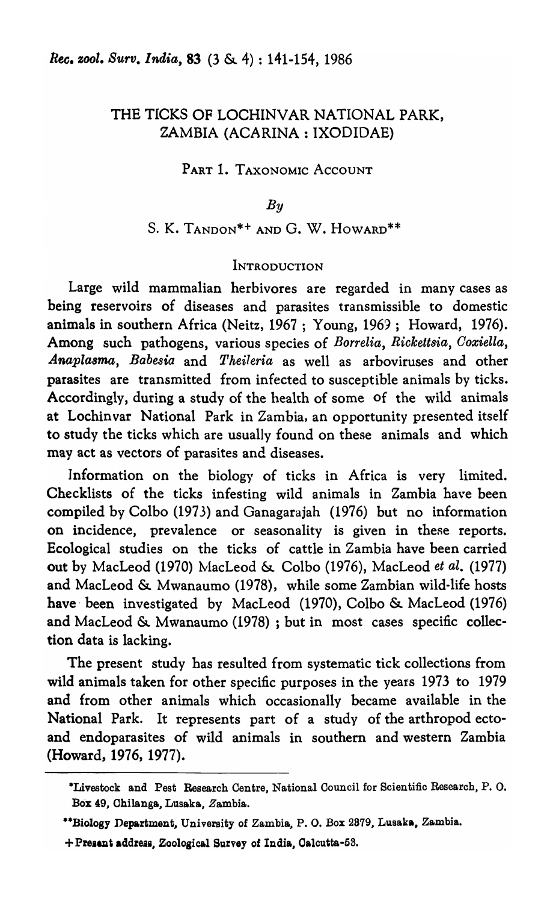# THE TICKS OF LOCHINVAR NATIONAL PARK, ZAMBIA (ACARINA : IXODIDAE)

## PART 1. TAXONOMIC ACCOUNT

*By*

S. K. TANDON*+ AND G. W. HOWARD**

### INTRODUCTION

Large wild mammalian herbivores are regarded in many cases as being reservoirs of diseases and parasites transmissible to domestic animals in southern Africa (Neitz, 1967 ; Young, 1969 ; Howard, 1976). Among such pathogens, various species of *Borrelia*, *Rickettsia*, *Coxiella*, *Anaplasma*, *Babesia* and *Theileria* as well as arboviruses and other parasites are transmitted from infected to susceptible animals by ticks. Accordingly, during a study of the health of some of the wild animals at Lochinvar National Park in Zambia, an opportunity presented itself to study the ticks which are usually found on these animals and which may act as vectors of parasites and diseases.

Information on the biology of ticks in Africa is very limited. Checklists of the ticks infesting wild animals in Zambia have been compiled by Colbo (1973) and Ganagarajah (1976) but no information on incidence, prevalence or seasonality is given in these reports. Ecological studies on the ticks of cattle in Zambia have been carried out by MacLeod (1970) MacLeod & Colbo (1976), MacLeod *et al.* (1977) and MacLeod & Mwanaumo (1978), while some Zambian wild-life hosts have been investigated by MacLeod (1970), Colbo & MacLeod (1976) and MacLeod & Mwanaumo (1978) ; but in most cases specific collection data is lacking.

The present study has resulted from systematic tick collections from wild animals taken for other specific purposes in the years 1973 to 1979 and from other animals which occasionally became available in the National Park. It represents part of a study of the arthropod ecto- and endoparasites of wild animals in southern and western Zambia (Howard, 1976, 1977).

---

*Livestock and Pest Research Centre, National Council for Scientific Research, P. O. Box 49, Chilanga, Lusaka, Zambia.

**Biology Department, University of Zambia, P. O. Box 2379, Lusaka, Zambia.

+Present address, Zoological Survey of India, Calcutta-53.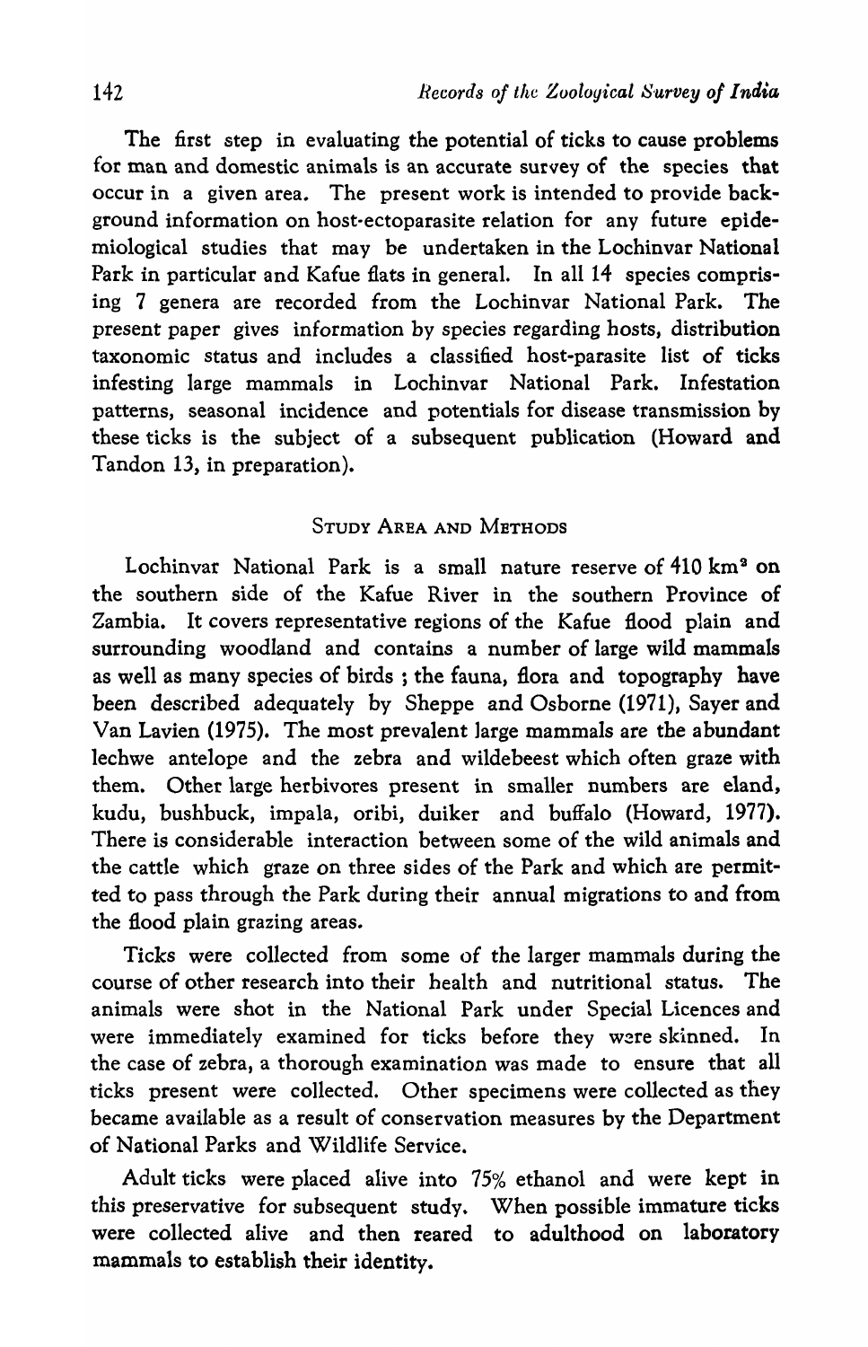The first step in evaluating the potential of ticks to cause problems for man and domestic animals is an accurate survey of the species that occur in a given area. The present work is intended to provide background information on host-ectoparasite relation for any future epidemiological studies that may be undertaken in the Lochinvar National Park in particular and Kafue flats in general. In all 14 species comprising 7 genera are recorded from the Lochinvar National Park. The present paper gives information by species regarding hosts, distribution taxonomic status and includes a classified host-parasite list of ticks infesting large mammals in Lochinvar National Park. Infestation patterns, seasonal incidence and potentials for disease transmission by these ticks is the subject of a subsequent publication (Howard and Tandon 13, in preparation).

## Study Area and Methods

Lochinvar National Park is a small nature reserve of 410 km$^2$ on the southern side of the Kafue River in the southern Province of Zambia. It covers representative regions of the Kafue flood plain and surrounding woodland and contains a number of large wild mammals as well as many species of birds ; the fauna, flora and topography have been described adequately by Sheppe and Osborne (1971), Sayer and Van Lavien (1975). The most prevalent large mammals are the abundant lechwe antelope and the zebra and wildebeest which often graze with them. Other large herbivores present in smaller numbers are eland, kudu, bushbuck, impala, oribi, duiker and buffalo (Howard, 1977). There is considerable interaction between some of the wild animals and the cattle which graze on three sides of the Park and which are permitted to pass through the Park during their annual migrations to and from the flood plain grazing areas.

Ticks were collected from some of the larger mammals during the course of other research into their health and nutritional status. The animals were shot in the National Park under Special Licences and were immediately examined for ticks before they were skinned. In the case of zebra, a thorough examination was made to ensure that all ticks present were collected. Other specimens were collected as they became available as a result of conservation measures by the Department of National Parks and Wildlife Service.

Adult ticks were placed alive into 75% ethanol and were kept in this preservative for subsequent study. When possible immature ticks were collected alive and then reared to adulthood on laboratory mammals to establish their identity.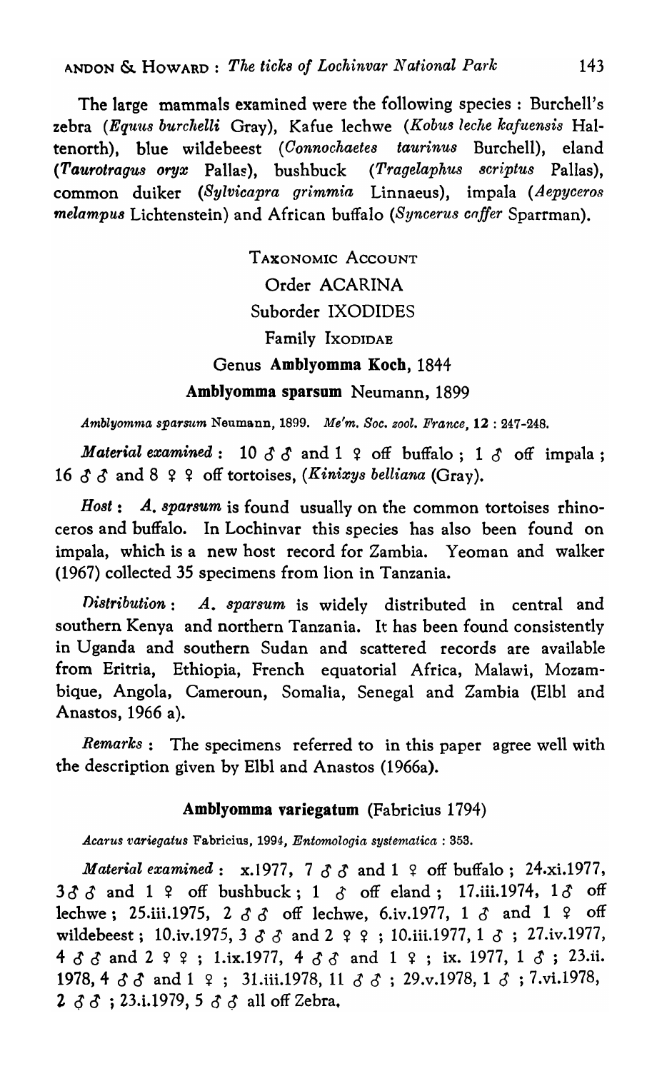The large mammals examined were the following species : Burchell's zebra (*Equus burchelli* Gray), Kafue lechwe (*Kobus leche kafuensis* Haltenorth), blue wildebeest (*Connochaetes taurinus* Burchell), eland (*Taurotragus oryx* Pallas), bushbuck (*Tragelaphus scriptus* Pallas), common duiker (*Sylvicapra grimmia* Linnaeus), impala (*Aepyceros melampus* Lichtenstein) and African buffalo (*Syncerus caffer* Sparrman).

## TAXONOMIC ACCOUNT

### Order ACARINA

### Suborder IXODIDES

### Family IXODIDAE

### Genus **Amblyomma Koch**, 1844

#### **Amblyomma sparsum** Neumann, 1899

*Amblyomma sparsum* Neumann, 1899. *Mém. Soc. zool. France*, **12** : 247-248.

*Material examined* : 10 ♂♂ and 1 ♀ off buffalo ; 1 ♂ off impala ; 16 ♂♂ and 8 ♀♀ off tortoises, (*Kinixys belliana* (Gray).

*Host* : *A. sparsum* is found usually on the common tortoises rhinoceros and buffalo. In Lochinvar this species has also been found on impala, which is a new host record for Zambia. Yeoman and walker (1967) collected 35 specimens from lion in Tanzania.

*Distribution* : *A. sparsum* is widely distributed in central and southern Kenya and northern Tanzania. It has been found consistently in Uganda and southern Sudan and scattered records are available from Eritria, Ethiopia, French equatorial Africa, Malawi, Mozambique, Angola, Cameroun, Somalia, Senegal and Zambia (Elbl and Anastos, 1966 a).

*Remarks* : The specimens referred to in this paper agree well with the description given by Elbl and Anastos (1966a).

#### **Amblyomma variegatum** (Fabricius 1794)

*Acarus variegatus* Fabricius, 1994, *Entomologia systematica* : 353.

*Material examined* : x.1977, 7 ♂♂ and 1 ♀ off buffalo ; 24.xi.1977, 3♂♂ and 1 ♀ off bushbuck ; 1 ♂ off eland ; 17.iii.1974, 1♂ off lechwe ; 25.iii.1975, 2 ♂♂ off lechwe, 6.iv.1977, 1 ♂ and 1 ♀ off wildebeest ; 10.iv.1975, 3 ♂♂ and 2 ♀♀ ; 10.iii.1977, 1 ♂ ; 27.iv.1977, 4 ♂♂ and 2 ♀♀ ; 1.ix.1977, 4 ♂♂ and 1 ♀ ; ix. 1977, 1 ♂ ; 23.ii. 1978, 4 ♂♂ and 1 ♀ ; 31.iii.1978, 11 ♂♂ ; 29.v.1978, 1 ♂ ; 7.vi.1978, 2 ♂♂ ; 23.i.1979, 5 ♂♂ all off Zebra.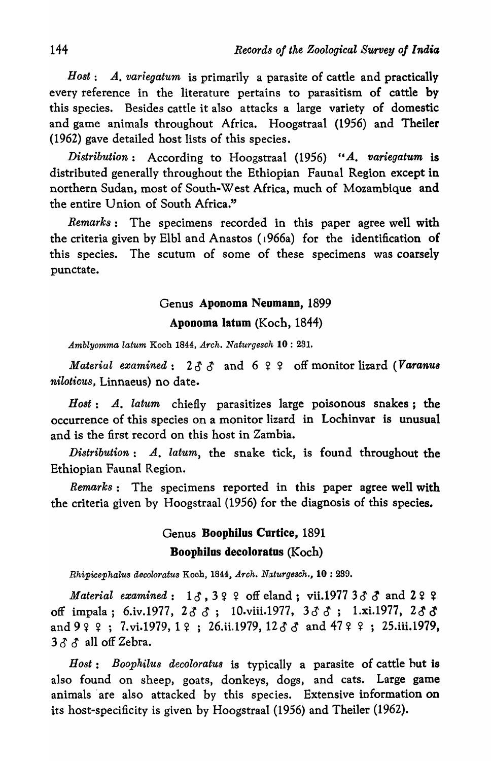*Host* : *A. variegatum* is primarily a parasite of cattle and practically every reference in the literature pertains to parasitism of cattle by this species. Besides cattle it also attacks a large variety of domestic and game animals throughout Africa. Hoogstraal (1956) and Theiler (1962) gave detailed host lists of this species.

*Distribution* : According to Hoogstraal (1956) "*A. variegatum* is distributed generally throughout the Ethiopian Faunal Region except in northern Sudan, most of South-West Africa, much of Mozambique and the entire Union of South Africa."

*Remarks* : The specimens recorded in this paper agree well with the criteria given by Elbl and Anastos (1966a) for the identification of this species. The scutum of some of these specimens was coarsely punctate.

## Genus **Aponoma Neumann,** 1899

### **Aponoma latum** (Koch, 1844)

*Amblyomma latum* Koch 1844, *Arch. Naturgesch* **10** : 231.

*Material examined* : 2 ♂♂ and 6 ♀♀ off monitor lizard (*Varanus niloticus*, Linnaeus) no date.

*Host* : *A. latum* chiefly parasitizes large poisonous snakes ; the occurrence of this species on a monitor lizard in Lochinvar is unusual and is the first record on this host in Zambia.

*Distribution* : *A. latum*, the snake tick, is found throughout the Ethiopian Faunal Region.

*Remarks* : The specimens reported in this paper agree well with the criteria given by Hoogstraal (1956) for the diagnosis of this species.

## Genus **Boophilus Curtice,** 1891

### **Boophilus decoloratus** (Koch)

*Rhipicephalus decoloratus* Koch, 1844, *Arch. Naturgesch.,* **10** : 239.

*Material examined* : 1 ♂, 3 ♀♀ off eland ; vii.1977 3 ♂♂ and 2 ♀♀ off impala ; 6.iv.1977, 2 ♂♂ ; 10.viii.1977, 3 ♂♂ ; 1.xi.1977, 2 ♂♂ and 9 ♀♀ ; 7.vi.1979, 1 ♀ ; 26.ii.1979, 12 ♂♂ and 47 ♀♀ ; 25.iii.1979, 3 ♂♂ all off Zebra.

*Host* : *Boophilus decoloratus* is typically a parasite of cattle but is also found on sheep, goats, donkeys, dogs, and cats. Large game animals are also attacked by this species. Extensive information on its host-specificity is given by Hoogstraal (1956) and Theiler (1962).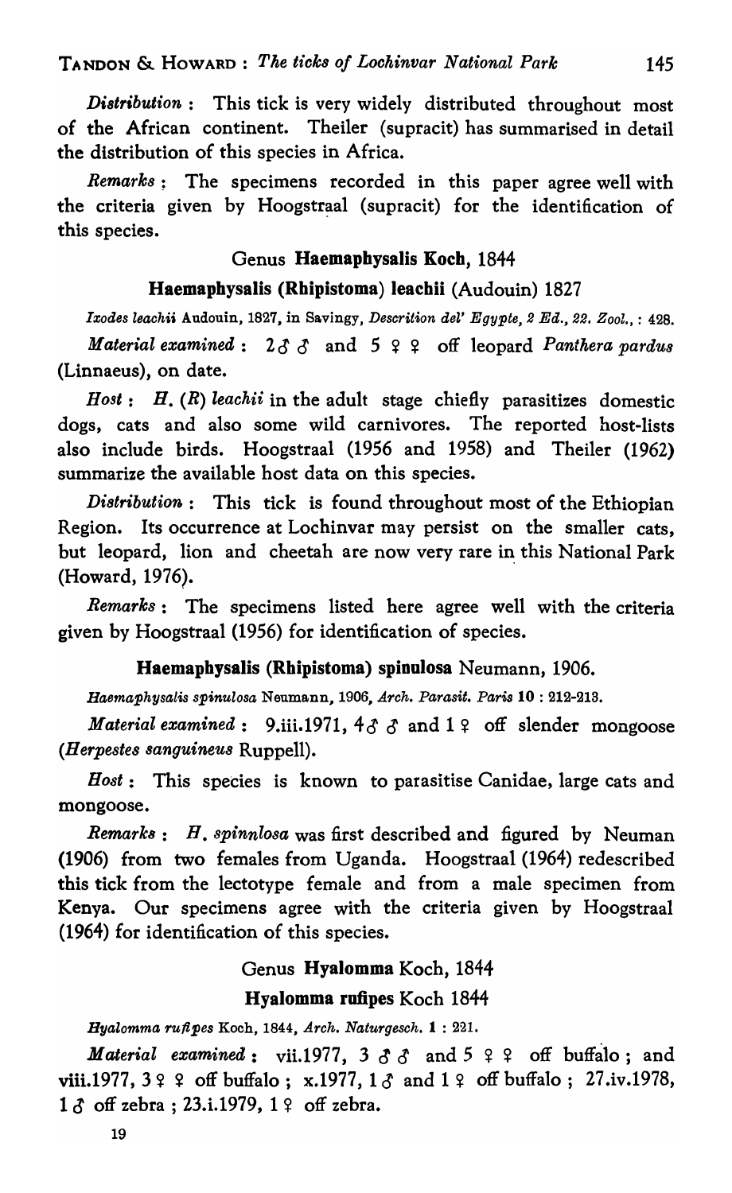*Distribution* : This tick is very widely distributed throughout most of the African continent. Theiler (supracit) has summarised in detail the distribution of this species in Africa.

*Remarks* : The specimens recorded in this paper agree well with the criteria given by Hoogstraal (supracit) for the identification of this species.

## Genus **Haemaphysalis Koch**, 1844

### **Haemaphysalis (Rhipistoma) leachii** (Audouin) 1827

*Ixodes leachii* Audouin, 1827, in Savingy, *Descrition del' Egypte, 2 Ed., 22. Zool.,* : 428.

*Material examined* : 2 ♂ ♂ and 5 ♀ ♀ off leopard *Panthera pardus* (Linnaeus), on date.

*Host* : *H.* (*R*) *leachii* in the adult stage chiefly parasitizes domestic dogs, cats and also some wild carnivores. The reported host-lists also include birds. Hoogstraal (1956 and 1958) and Theiler (1962) summarize the available host data on this species.

*Distribution* : This tick is found throughout most of the Ethiopian Region. Its occurrence at Lochinvar may persist on the smaller cats, but leopard, lion and cheetah are now very rare in this National Park (Howard, 1976).

*Remarks* : The specimens listed here agree well with the criteria given by Hoogstraal (1956) for identification of species.

### **Haemaphysalis (Rhipistoma) spinulosa** Neumann, 1906.

*Haemaphysalis spinulosa* Neumann, 1906, *Arch. Parasit. Paris* **10** : 212-213.

*Material examined* : 9.iii.1971, 4 ♂ ♂ and 1 ♀ off slender mongoose (*Herpestes sanguineus* Ruppell).

*Host* : This species is known to parasitise Canidae, large cats and mongoose.

*Remarks* : *H. spinnlosa* was first described and figured by Neuman (1906) from two females from Uganda. Hoogstraal (1964) redescribed this tick from the lectotype female and from a male specimen from Kenya. Our specimens agree with the criteria given by Hoogstraal (1964) for identification of this species.

## Genus **Hyalomma** Koch, 1844

### **Hyalomma rufipes** Koch 1844

*Hyalomma rufipes* Koch, 1844, *Arch. Naturgesch.* **1** : 221.

*Material examined* : vii.1977, 3 ♂ ♂ and 5 ♀ ♀ off buffalo ; and viii.1977, 3 ♀ ♀ off buffalo ; x.1977, 1 ♂ and 1 ♀ off buffalo ; 27.iv.1978, 1 ♂ off zebra ; 23.i.1979, 1 ♀ off zebra.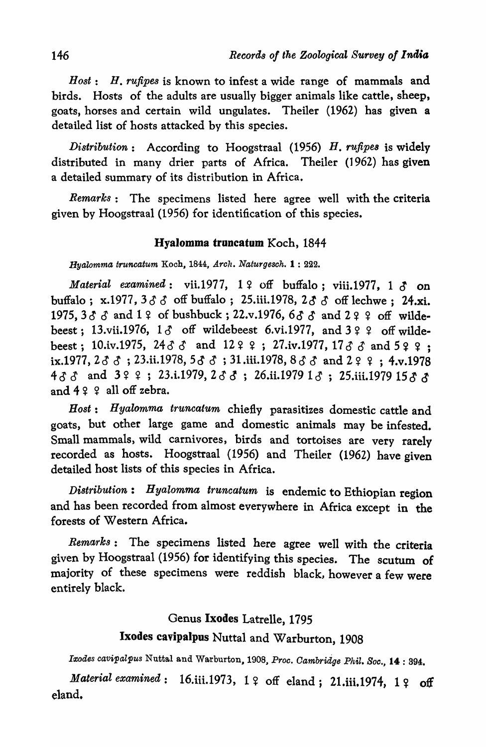*Host* : *H. rufipes* is known to infest a wide range of mammals and birds. Hosts of the adults are usually bigger animals like cattle, sheep, goats, horses and certain wild ungulates. Theiler (1962) has given a detailed list of hosts attacked by this species.

*Distribution* : According to Hoogstraal (1956) *H. rufipes* is widely distributed in many drier parts of Africa. Theiler (1962) has given a detailed summary of its distribution in Africa.

*Remarks* : The specimens listed here agree well with the criteria given by Hoogstraal (1956) for identification of this species.

### Hyalomma truncatum Koch, 1844

*Hyalomma truncatum* Koch, 1844, *Arch. Naturgesch.* **1** : 222.

*Material examined* : vii.1977, 1 ♀ off buffalo ; viii.1977, 1 ♂ on buffalo ; x.1977, 3 ♂♂ off buffalo ; 25.iii.1978, 2 ♂♂ off lechwe ; 24.xi. 1975, 3 ♂♂ and 1 ♀ of bushbuck ; 22.v.1976, 6 ♂♂ and 2 ♀♀ off wildebeest ; 13.vii.1976, 1 ♂ off wildebeest 6.vi.1977, and 3 ♀♀ off wildebeest ; 10.iv.1975, 24 ♂♂ and 12 ♀♀ ; 27.iv.1977, 17 ♂♂ and 5 ♀♀ ; ix.1977, 2 ♂♂ ; 23.ii.1978, 5 ♂♂ ; 31.iii.1978, 8 ♂♂ and 2 ♀♀ ; 4.v.1978 4 ♂♂ and 3 ♀♀ ; 23.i.1979, 2 ♂♂ ; 26.ii.1979 1 ♂ ; 25.iii.1979 15 ♂♂ and 4 ♀♀ all off zebra.

*Host* : *Hyalomma truncatum* chiefly parasitizes domestic cattle and goats, but other large game and domestic animals may be infested. Small mammals, wild carnivores, birds and tortoises are very rarely recorded as hosts. Hoogstraal (1956) and Theiler (1962) have given detailed host lists of this species in Africa.

*Distribution* : *Hyalomma truncatum* is endemic to Ethiopian region and has been recorded from almost everywhere in Africa except in the forests of Western Africa.

*Remarks* : The specimens listed here agree well with the criteria given by Hoogstraal (1956) for identifying this species. The scutum of majority of these specimens were reddish black, however a few were entirely black.

## Genus Ixodes Latrelle, 1795

### Ixodes cavipalpus Nuttal and Warburton, 1908

*Ixodes cavipalpus* Nuttal and Warburton, 1908, *Proc. Cambridge Phil. Soc.*, **14** : 394.

*Material examined* : 16.iii.1973, 1 ♀ off eland ; 21.iii.1974, 1 ♀ off eland.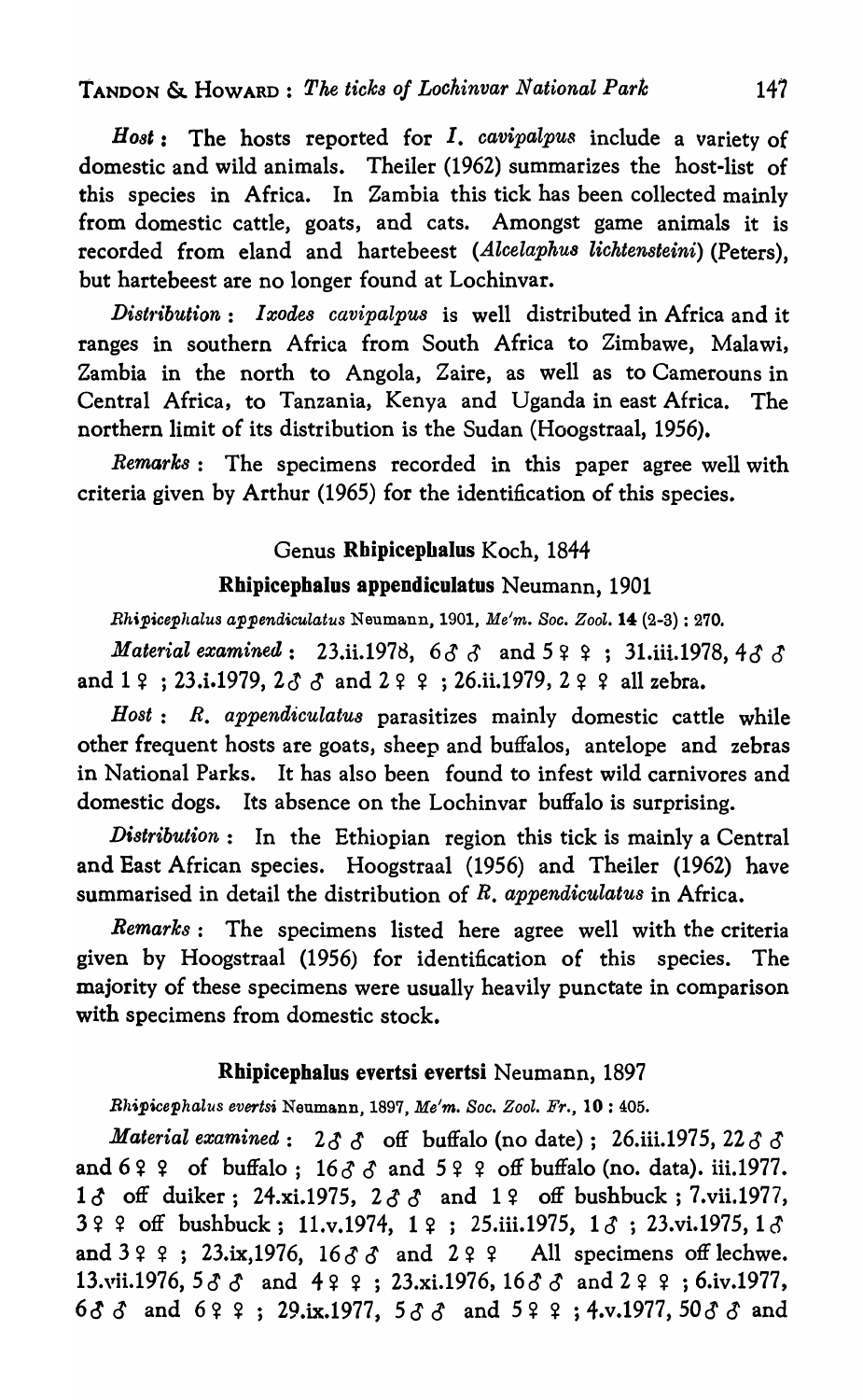*Host* : The hosts reported for *I. cavipalpus* include a variety of domestic and wild animals. Theiler (1962) summarizes the host-list of this species in Africa. In Zambia this tick has been collected mainly from domestic cattle, goats, and cats. Amongst game animals it is recorded from eland and hartebeest (*Alcelaphus lichtensteini*) (Peters), but hartebeest are no longer found at Lochinvar.

*Distribution* : *Ixodes cavipalpus* is well distributed in Africa and it ranges in southern Africa from South Africa to Zimbawe, Malawi, Zambia in the north to Angola, Zaire, as well as to Camerouns in Central Africa, to Tanzania, Kenya and Uganda in east Africa. The northern limit of its distribution is the Sudan (Hoogstraal, 1956).

*Remarks* : The specimens recorded in this paper agree well with criteria given by Arthur (1965) for the identification of this species.

## Genus **Rhipicephalus** Koch, 1844

### **Rhipicephalus appendiculatus** Neumann, 1901

*Rhipicephalus appendiculatus* Neumann, 1901, *Me'm. Soc. Zool.* **14** (2-3) : 270.

*Material examined* : 23.ii.1978, 6♂♂ and 5♀♀ ; 31.iii.1978, 4♂♂ and 1♀ ; 23.i.1979, 2♂♂ and 2♀♀ ; 26.ii.1979, 2♀♀ all zebra.

*Host* : *R. appendiculatus* parasitizes mainly domestic cattle while other frequent hosts are goats, sheep and buffalos, antelope and zebras in National Parks. It has also been found to infest wild carnivores and domestic dogs. Its absence on the Lochinvar buffalo is surprising.

*Distribution* : In the Ethiopian region this tick is mainly a Central and East African species. Hoogstraal (1956) and Theiler (1962) have summarised in detail the distribution of *R. appendiculatus* in Africa.

*Remarks* : The specimens listed here agree well with the criteria given by Hoogstraal (1956) for identification of this species. The majority of these specimens were usually heavily punctate in comparison with specimens from domestic stock.

### **Rhipicephalus evertsi evertsi** Neumann, 1897

*Rhipicephalus evertsi* Neumann, 1897, *Me'm. Soc. Zool. Fr.*, **10** : 405.

*Material examined* : 2♂♂ off buffalo (no date) ; 26.iii.1975, 22♂♂ and 6♀♀ of buffalo ; 16♂♂ and 5♀♀ off buffalo (no. data). iii.1977. 1♂ off duiker ; 24.xi.1975, 2♂♂ and 1♀ off bushbuck ; 7.vii.1977, 3♀♀ off bushbuck ; 11.v.1974, 1♀ ; 25.iii.1975, 1♂ ; 23.vi.1975, 1♂ and 3♀♀ ; 23.ix,1976, 16♂♂ and 2♀♀ All specimens off lechwe. 13.vii.1976, 5♂♂ and 4♀♀ ; 23.xi.1976, 16♂♂ and 2♀♀ ; 6.iv.1977, 6♂♂ and 6♀♀ ; 29.ix.1977, 5♂♂ and 5♀♀ ; 4.v.1977, 50♂♂ and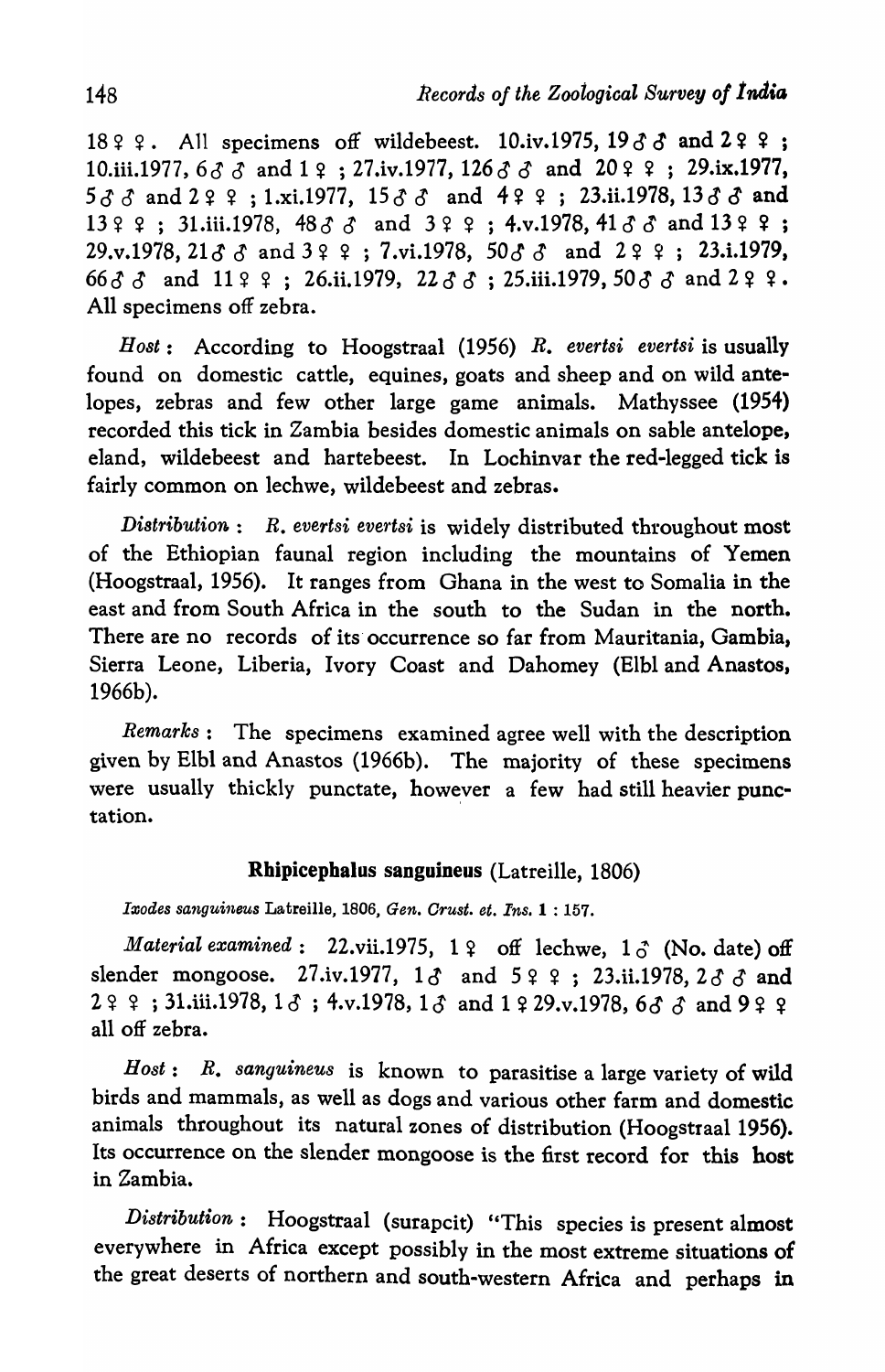18 ♀ ♀. All specimens off wildebeest. 10.iv.1975, 19 ♂ ♂ and 2 ♀ ♀ ; 10.iii.1977, 6 ♂ ♂ and 1 ♀ ; 27.iv.1977, 126 ♂ ♂ and 20 ♀ ♀ ; 29.ix.1977, 5 ♂ ♂ and 2 ♀ ♀ ; 1.xi.1977, 15 ♂ ♂ and 4 ♀ ♀ ; 23.ii.1978, 13 ♂ ♂ and 13 ♀ ♀ ; 31.iii.1978, 48 ♂ ♂ and 3 ♀ ♀ ; 4.v.1978, 41 ♂ ♂ and 13 ♀ ♀ ; 29.v.1978, 21 ♂ ♂ and 3 ♀ ♀ ; 7.vi.1978, 50 ♂ ♂ and 2 ♀ ♀ ; 23.i.1979, 66 ♂ ♂ and 11 ♀ ♀ ; 26.ii.1979, 22 ♂ ♂ ; 25.iii.1979, 50 ♂ ♂ and 2 ♀ ♀. All specimens off zebra.

*Host* : According to Hoogstraal (1956) *R. evertsi evertsi* is usually found on domestic cattle, equines, goats and sheep and on wild antelopes, zebras and few other large game animals. Mathyssee (1954) recorded this tick in Zambia besides domestic animals on sable antelope, eland, wildebeest and hartebeest. In Lochinvar the red-legged tick is fairly common on lechwe, wildebeest and zebras.

*Distribution* : *R. evertsi evertsi* is widely distributed throughout most of the Ethiopian faunal region including the mountains of Yemen (Hoogstraal, 1956). It ranges from Ghana in the west to Somalia in the east and from South Africa in the south to the Sudan in the north. There are no records of its occurrence so far from Mauritania, Gambia, Sierra Leone, Liberia, Ivory Coast and Dahomey (Elbl and Anastos, 1966b).

*Remarks* : The specimens examined agree well with the description given by Elbl and Anastos (1966b). The majority of these specimens were usually thickly punctate, however a few had still heavier punctation.

## **Rhipicephalus sanguineus** (Latreille, 1806)

*Ixodes sanguineus* Latreille, 1806, *Gen. Crust. et. Ins.* **1** : 157.

*Material examined* : 22.vii.1975, 1 ♀ off lechwe, 1 ♂ (No. date) off slender mongoose. 27.iv.1977, 1 ♂ and 5 ♀ ♀ ; 23.ii.1978, 2 ♂ ♂ and 2 ♀ ♀ ; 31.iii.1978, 1 ♂ ; 4.v.1978, 1 ♂ and 1 ♀ 29.v.1978, 6 ♂ ♂ and 9 ♀ ♀ all off zebra.

*Host* : *R. sanguineus* is known to parasitise a large variety of wild birds and mammals, as well as dogs and various other farm and domestic animals throughout its natural zones of distribution (Hoogstraal 1956). Its occurrence on the slender mongoose is the first record for this host in Zambia.

*Distribution* : Hoogstraal (surapcit) "This species is present almost everywhere in Africa except possibly in the most extreme situations of the great deserts of northern and south-western Africa and perhaps in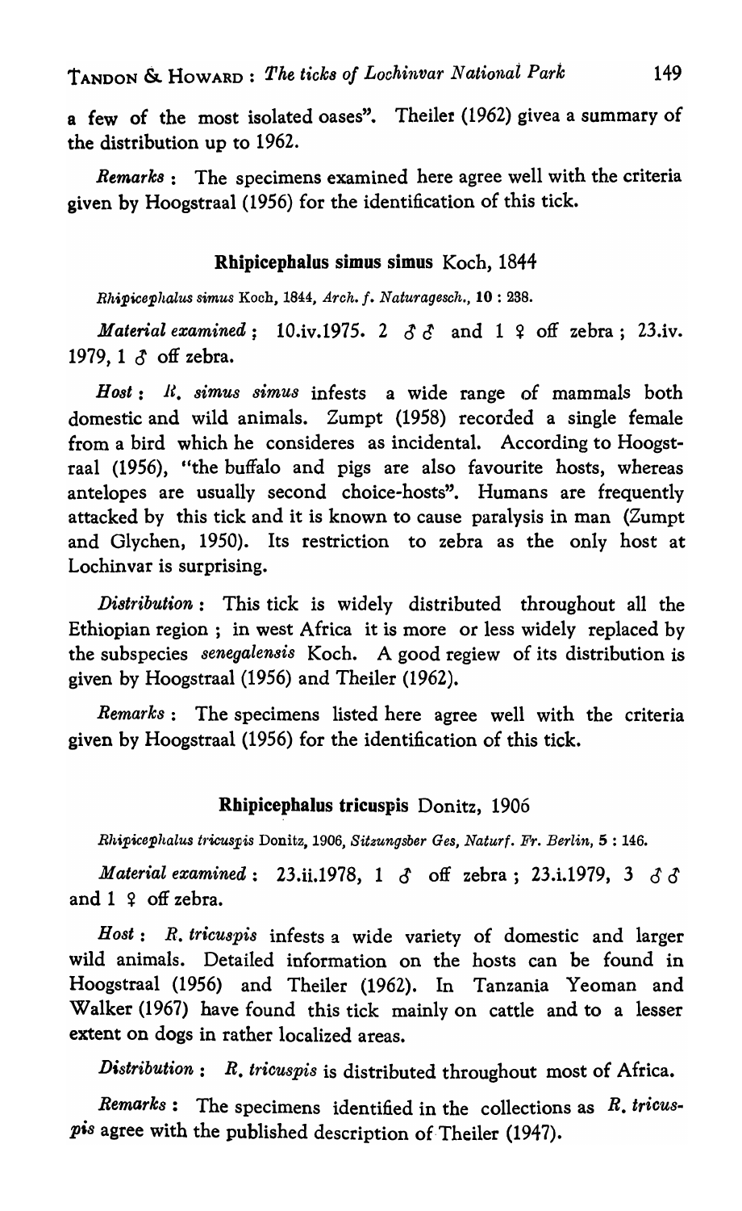a few of the most isolated oases". Theiler (1962) givea a summary of the distribution up to 1962.

*Remarks* : The specimens examined here agree well with the criteria given by Hoogstraal (1956) for the identification of this tick.

### Rhipicephalus simus simus Koch, 1844

*Rhipicephalus simus* Koch, 1844, *Arch. f. Naturagesch.*, **10** : 238.

*Material examined* ; 10.iv.1975. 2 ♂♂ and 1 ♀ off zebra ; 23.iv. 1979, 1 ♂ off zebra.

*Host* : *R. simus simus* infests a wide range of mammals both domestic and wild animals. Zumpt (1958) recorded a single female from a bird which he consideres as incidental. According to Hoogstraal (1956), "the buffalo and pigs are also favourite hosts, whereas antelopes are usually second choice-hosts". Humans are frequently attacked by this tick and it is known to cause paralysis in man (Zumpt and Glychen, 1950). Its restriction to zebra as the only host at Lochinvar is surprising.

*Distribution* : This tick is widely distributed throughout all the Ethiopian region ; in west Africa it is more or less widely replaced by the subspecies *senegalensis* Koch. A good regiew of its distribution is given by Hoogstraal (1956) and Theiler (1962).

*Remarks* : The specimens listed here agree well with the criteria given by Hoogstraal (1956) for the identification of this tick.

### Rhipicephalus tricuspis Donitz, 1906

*Rhipicephalus tricuspis* Donitz, 1906, *Sitzungsber Ges, Naturf. Fr. Berlin*, **5** : 146.

*Material examined* : 23.ii.1978, 1 ♂ off zebra ; 23.i.1979, 3 ♂♂ and 1 ♀ off zebra.

*Host* : *R. tricuspis* infests a wide variety of domestic and larger wild animals. Detailed information on the hosts can be found in Hoogstraal (1956) and Theiler (1962). In Tanzania Yeoman and Walker (1967) have found this tick mainly on cattle and to a lesser extent on dogs in rather localized areas.

*Distribution* : *R. tricuspis* is distributed throughout most of Africa.

*Remarks* : The specimens identified in the collections as *R. tricuspis* agree with the published description of Theiler (1947).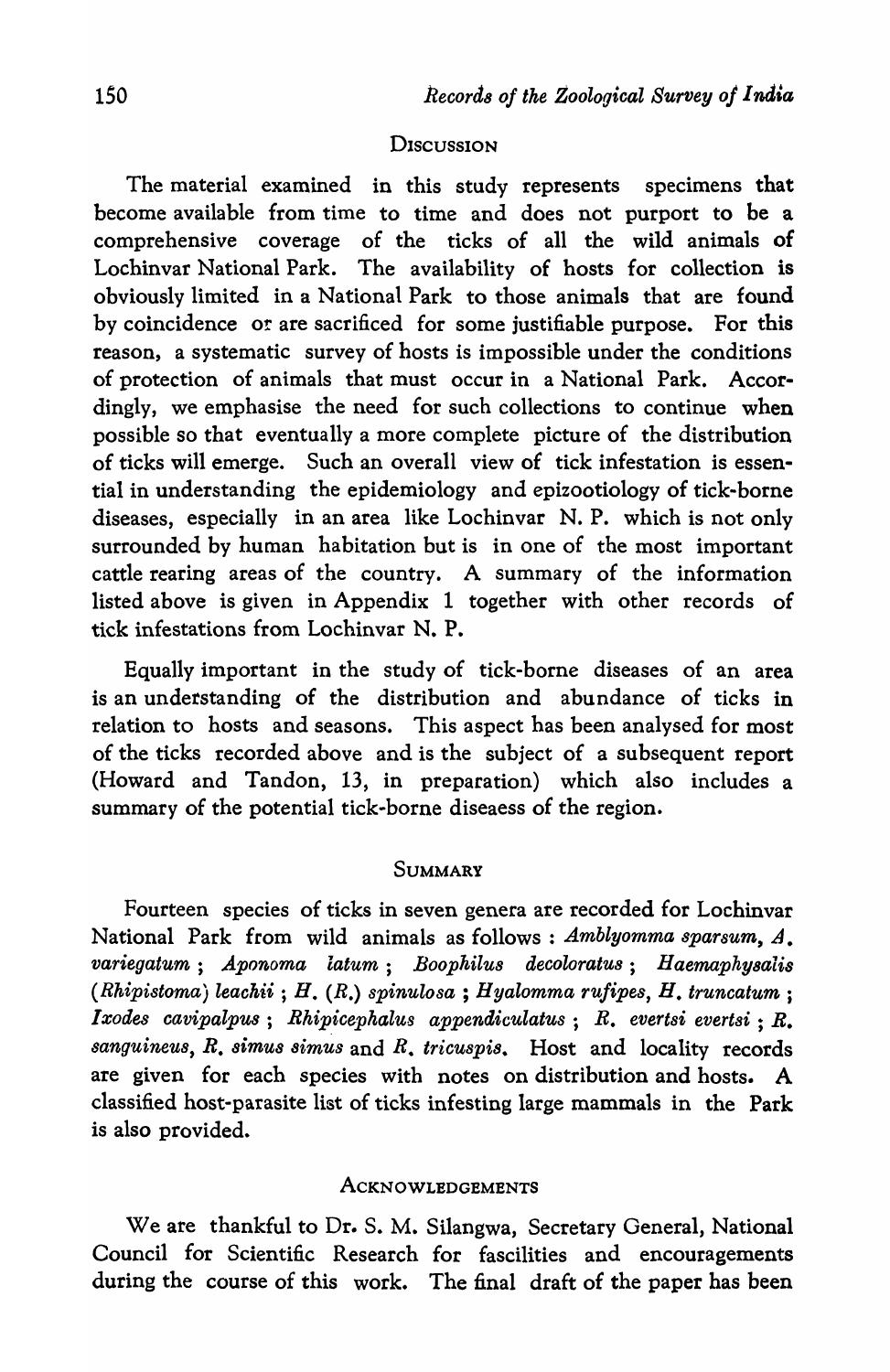## Discussion

The material examined in this study represents specimens that become available from time to time and does not purport to be a comprehensive coverage of the ticks of all the wild animals of Lochinvar National Park. The availability of hosts for collection is obviously limited in a National Park to those animals that are found by coincidence or are sacrificed for some justifiable purpose. For this reason, a systematic survey of hosts is impossible under the conditions of protection of animals that must occur in a National Park. Accordingly, we emphasise the need for such collections to continue when possible so that eventually a more complete picture of the distribution of ticks will emerge. Such an overall view of tick infestation is essential in understanding the epidemiology and epizootiology of tick-borne diseases, especially in an area like Lochinvar N. P. which is not only surrounded by human habitation but is in one of the most important cattle rearing areas of the country. A summary of the information listed above is given in Appendix 1 together with other records of tick infestations from Lochinvar N. P.

Equally important in the study of tick-borne diseases of an area is an understanding of the distribution and abundance of ticks in relation to hosts and seasons. This aspect has been analysed for most of the ticks recorded above and is the subject of a subsequent report (Howard and Tandon, 13, in preparation) which also includes a summary of the potential tick-borne diseaess of the region.

## Summary

Fourteen species of ticks in seven genera are recorded for Lochinvar National Park from wild animals as follows : *Amblyomma sparsum*, *A. variegatum* ; *Aponoma latum* ; *Boophilus decoloratus* ; *Haemaphysalis (Rhipistoma) leachii* ; *H. (R.) spinulosa* ; *Hyalomma rufipes*, *H. truncatum* ; *Ixodes cavipalpus* ; *Rhipicephalus appendiculatus* ; *R. evertsi evertsi* ; *R. sanguineus*, *R. simus simus* and *R. tricuspis*. Host and locality records are given for each species with notes on distribution and hosts. A classified host-parasite list of ticks infesting large mammals in the Park is also provided.

## Acknowledgements

We are thankful to Dr. S. M. Silangwa, Secretary General, National Council for Scientific Research for fascilities and encouragements during the course of this work. The final draft of the paper has been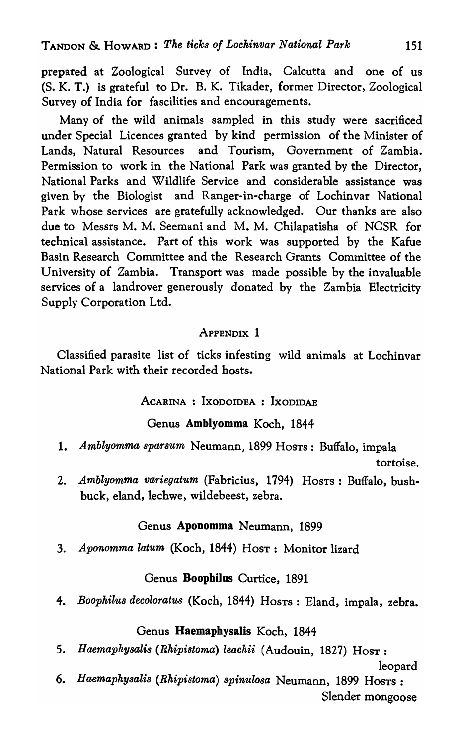prepared at Zoological Survey of India, Calcutta and one of us (S. K. T.) is grateful to Dr. B. K. Tikader, former Director, Zoological Survey of India for fascilities and encouragements.

Many of the wild animals sampled in this study were sacrificed under Special Licences granted by kind permission of the Minister of Lands, Natural Resources and Tourism, Government of Zambia. Permission to work in the National Park was granted by the Director, National Parks and Wildlife Service and considerable assistance was given by the Biologist and Ranger-in-charge of Lochinvar National Park whose services are gratefully acknowledged. Our thanks are also due to Messrs M. M. Seemani and M. M. Chilapatisha of NCSR for technical assistance. Part of this work was supported by the Kafue Basin Research Committee and the Research Grants Committee of the University of Zambia. Transport was made possible by the invaluable services of a landrover generously donated by the Zambia Electricity Supply Corporation Ltd.

## APPENDIX 1

Classified parasite list of ticks infesting wild animals at Lochinvar National Park with their recorded hosts.

### ACARINA : IXODOIDEA : IXODIDAE

#### Genus **Amblyomma** Koch, 1844

1. *Amblyomma sparsum* Neumann, 1899 HOSTS : Buffalo, impala tortoise.
2. *Amblyomma variegatum* (Fabricius, 1794) HOSTS : Buffalo, bushbuck, eland, lechwe, wildebeest, zebra.

#### Genus **Aponomma** Neumann, 1899

3. *Aponomma latum* (Koch, 1844) HOST : Monitor lizard

#### Genus **Boophilus** Curtice, 1891

4. *Boophilus decoloratus* (Koch, 1844) HOSTS : Eland, impala, zebra.

#### Genus **Haemaphysalis** Koch, 1844

5. *Haemaphysalis (Rhipistoma) leachii* (Audouin, 1827) HOST : leopard
6. *Haemaphysalis (Rhipistoma) spinulosa* Neumann, 1899 HOSTS : Slender mongoose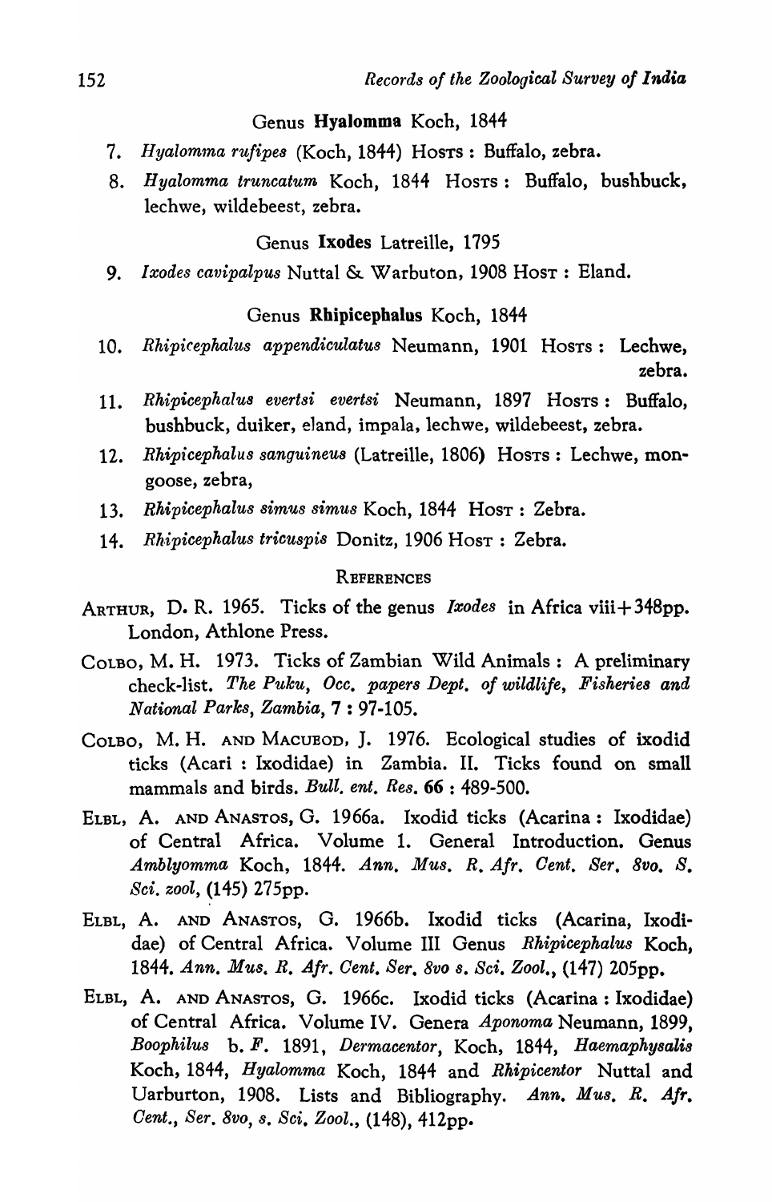### Genus **Hyalomma** Koch, 1844

7. *Hyalomma rufipes* (Koch, 1844) Hosts : Buffalo, zebra.
8. *Hyalomma truncatum* Koch, 1844 Hosts : Buffalo, bushbuck, lechwe, wildebeest, zebra.

### Genus **Ixodes** Latreille, 1795

9. *Ixodes cavipalpus* Nuttal & Warbuton, 1908 Host : Eland.

### Genus **Rhipicephalus** Koch, 1844

10. *Rhipicephalus appendiculatus* Neumann, 1901 Hosts : Lechwe, zebra.
11. *Rhipicephalus evertsi evertsi* Neumann, 1897 Hosts : Buffalo, bushbuck, duiker, eland, impala, lechwe, wildebeest, zebra.
12. *Rhipicephalus sanguineus* (Latreille, 1806) Hosts : Lechwe, mongoose, zebra,
13. *Rhipicephalus simus simus* Koch, 1844 Host : Zebra.
14. *Rhipicephalus tricuspis* Donitz, 1906 Host : Zebra.

## References

Arthur, D. R. 1965. Ticks of the genus *Ixodes* in Africa viii+348pp. London, Athlone Press.

Colbo, M. H. 1973. Ticks of Zambian Wild Animals : A preliminary check-list. *The Puku, Occ. papers Dept. of wildlife, Fisheries and National Parks, Zambia*, **7** : 97-105.

Colbo, M. H. and Macuеod, J. 1976. Ecological studies of ixodid ticks (Acari : Ixodidae) in Zambia. II. Ticks found on small mammals and birds. *Bull. ent. Res.* **66** : 489-500.

Elbl, A. and Anastos, G. 1966a. Ixodid ticks (Acarina : Ixodidae) of Central Africa. Volume 1. General Introduction. Genus *Amblyomma* Koch, 1844. *Ann. Mus. R. Afr. Cent. Ser. 8vo. S. Sci. zool*, (145) 275pp.

Elbl, A. and Anastos, G. 1966b. Ixodid ticks (Acarina, Ixodidae) of Central Africa. Volume III Genus *Rhipicephalus* Koch, 1844. *Ann. Mus. R. Afr. Cent. Ser. 8vo s. Sci. Zool.*, (147) 205pp.

Elbl, A. and Anastos, G. 1966c. Ixodid ticks (Acarina : Ixodidae) of Central Africa. Volume IV. Genera *Aponoma* Neumann, 1899, *Boophilus* b. *F.* 1891, *Dermacentor*, Koch, 1844, *Haemaphysalis* Koch, 1844, *Hyalomma* Koch, 1844 and *Rhipicentor* Nuttal and Uarburton, 1908. Lists and Bibliography. *Ann. Mus. R. Afr. Cent., Ser. 8vo, s. Sci. Zool.*, (148), 412pp.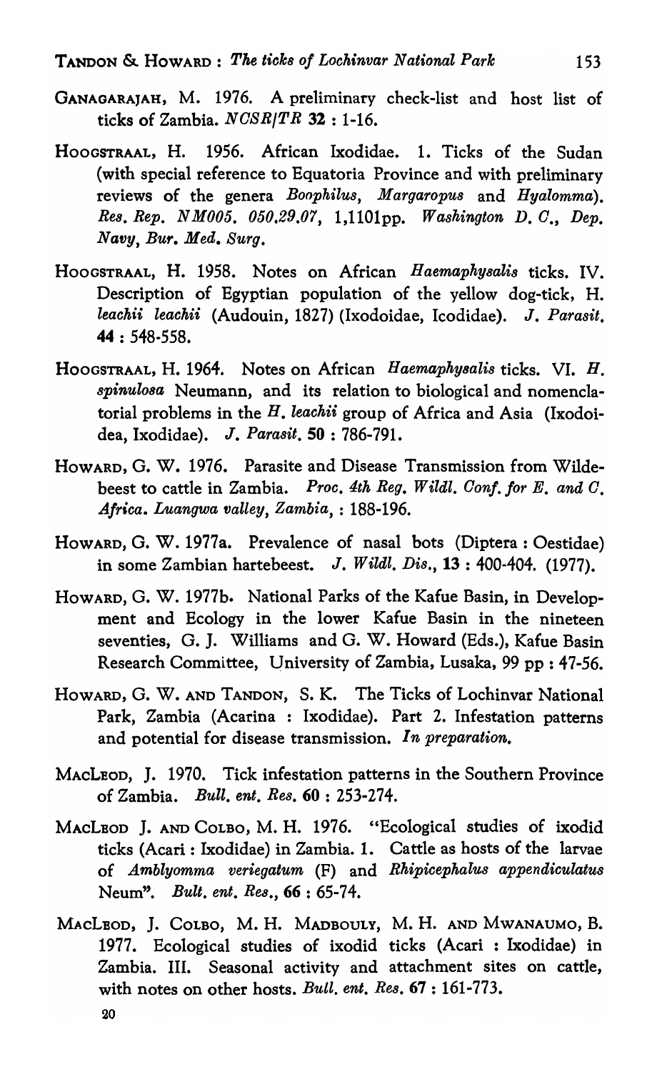GANAGARAJAH, M. 1976. A preliminary check-list and host list of ticks of Zambia. *NCSR/TR* **32** : 1-16.

HOOGSTRAAL, H. 1956. African Ixodidae. 1. Ticks of the Sudan (with special reference to Equatoria Province and with preliminary reviews of the genera *Boophilus*, *Margaropus* and *Hyalomma*). *Res. Rep. NM005. 050.29.07*, 1,1101pp. *Washington D. C., Dep. Navy, Bur. Med. Surg.*

HOOGSTRAAL, H. 1958. Notes on African *Haemaphysalis* ticks. IV. Description of Egyptian population of the yellow dog-tick, H. *leachii leachii* (Audouin, 1827) (Ixodoidae, Icodidae). *J. Parasit.* **44** : 548-558.

HOOGSTRAAL, H. 1964. Notes on African *Haemaphysalis* ticks. VI. *H. spinulosa* Neumann, and its relation to biological and nomenclatorial problems in the *H. leachii* group of Africa and Asia (Ixodoidea, Ixodidae). *J. Parasit.* **50** : 786-791.

HOWARD, G. W. 1976. Parasite and Disease Transmission from Wildebeest to cattle in Zambia. *Proc. 4th Reg. Wildl. Conf. for E. and C. Africa. Luangwa valley, Zambia*, : 188-196.

HOWARD, G. W. 1977a. Prevalence of nasal bots (Diptera : Oestidae) in some Zambian hartebeest. *J. Wildl. Dis.*, **13** : 400-404. (1977).

HOWARD, G. W. 1977b. National Parks of the Kafue Basin, in Development and Ecology in the lower Kafue Basin in the nineteen seventies, G. J. Williams and G. W. Howard (Eds.), Kafue Basin Research Committee, University of Zambia, Lusaka, 99 pp : 47-56.

HOWARD, G. W. AND TANDON, S. K. The Ticks of Lochinvar National Park, Zambia (Acarina : Ixodidae). Part 2. Infestation patterns and potential for disease transmission. *In preparation.*

MACLEOD, J. 1970. Tick infestation patterns in the Southern Province of Zambia. *Bull. ent. Res.* **60** : 253-274.

MACLEOD J. AND COLBO, M. H. 1976. "Ecological studies of ixodid ticks (Acari : Ixodidae) in Zambia. 1. Cattle as hosts of the larvae of *Amblyomma veriegatum* (F) and *Rhipicephalus appendiculatus* Neum". *Bult. ent. Res.*, **66** : 65-74.

MACLEOD, J. COLBO, M. H. MADBOULY, M. H. AND MWANAUMO, B. 1977. Ecological studies of ixodid ticks (Acari : Ixodidae) in Zambia. III. Seasonal activity and attachment sites on cattle, with notes on other hosts. *Bull. ent. Res.* **67** : 161-773.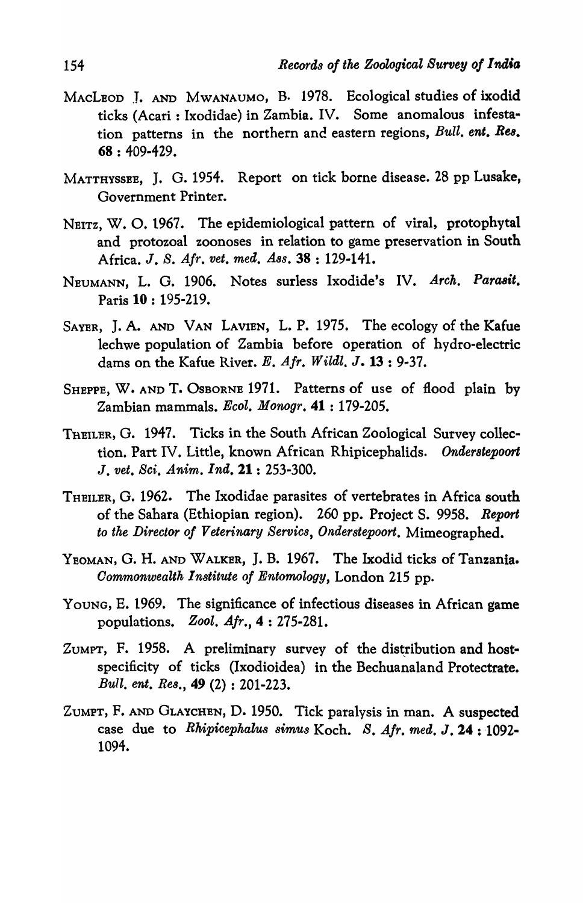MacLeod J. and Mwanaumo, B. 1978. Ecological studies of ixodid ticks (Acari : Ixodidae) in Zambia. IV. Some anomalous infestation patterns in the northern and eastern regions, *Bull. ent. Res.* **68** : 409-429.

Matthyssee, J. G. 1954. Report on tick borne disease. 28 pp Lusake, Government Printer.

Neitz, W. O. 1967. The epidemiological pattern of viral, protophytal and protozoal zoonoses in relation to game preservation in South Africa. *J. S. Afr. vet. med. Ass.* **38** : 129-141.

Neumann, L. G. 1906. Notes surless Ixodide's IV. *Arch. Parasit.* Paris **10** : 195-219.

Sayer, J. A. and Van Lavien, L. P. 1975. The ecology of the Kafue lechwe population of Zambia before operation of hydro-electric dams on the Kafue River. *E. Afr. Wildl. J.* **13** : 9-37.

Sheppe, W. and T. Osborne 1971. Patterns of use of flood plain by Zambian mammals. *Ecol. Monogr.* **41** : 179-205.

Theiler, G. 1947. Ticks in the South African Zoological Survey collection. Part IV. Little, known African Rhipicephalids. *Onderstepoort J. vet. Sci. Anim. Ind.* **21** : 253-300.

Theiler, G. 1962. The Ixodidae parasites of vertebrates in Africa south of the Sahara (Ethiopian region). 260 pp. Project S. 9958. *Report to the Director of Veterinary Servics, Onderstepoort.* Mimeographed.

Yeoman, G. H. and Walker, J. B. 1967. The Ixodid ticks of Tanzania. *Commonwealth Institute of Entomology*, London 215 pp.

Young, E. 1969. The significance of infectious diseases in African game populations. *Zool. Afr.*, **4** : 275-281.

Zumpt, F. 1958. A preliminary survey of the distribution and host-specificity of ticks (Ixodioidea) in the Bechuanaland Protectrate. *Bull. ent. Res.*, **49** (2) : 201-223.

Zumpt, F. and Glaychen, D. 1950. Tick paralysis in man. A suspected case due to *Rhipicephalus simus* Koch. *S. Afr. med. J.* **24** : 1092-1094.